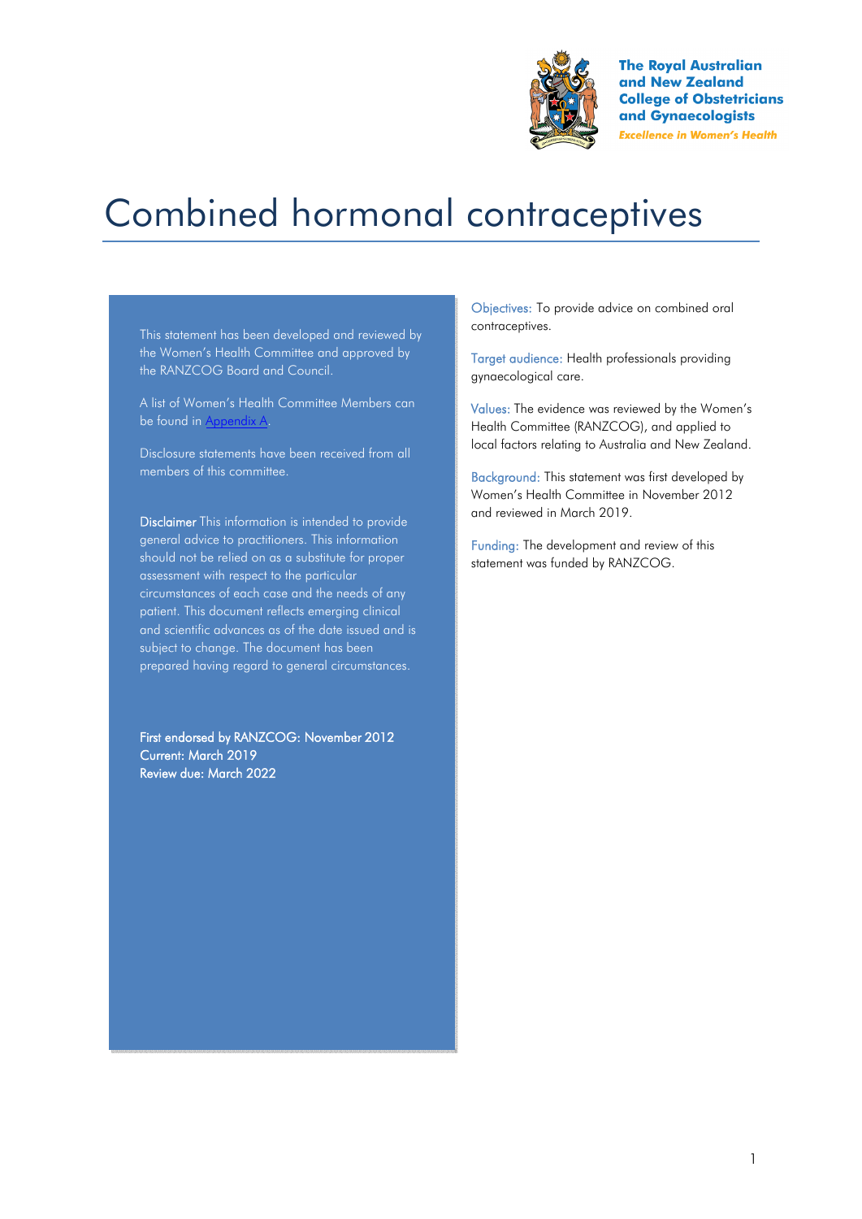The Royal Australian and New Zealand College of Obstetricians and Gynaecologists

*Excellence in Women's Health*

# Combined hormonal contraceptives

This statement has been developed and reviewed by the Women's Health Committee and approved by the RANZCOG Board and Council.

A list of Women's Health Committee Members can be found in Appendix A.

Disclosure statements have been received from all members of this committee.

**Disclaimer** This information is intended to provide general advice to practitioners. This information should not be relied on as a substitute for proper assessment with respect to the particular circumstances of each case and the needs of any patient. This document reflects emerging clinical and scientific advances as of the date issued and is subject to change. The document has been prepared having regard to general circumstances.

First endorsed by RANZCOG: November 2012
Current: March 2019
Review due: March 2022

Objectives: To provide advice on combined oral contraceptives.

Target audience: Health professionals providing gynaecological care.

Values: The evidence was reviewed by the Women's Health Committee (RANZCOG), and applied to local factors relating to Australia and New Zealand.

Background: This statement was first developed by Women's Health Committee in November 2012 and reviewed in March 2019.

Funding: The development and review of this statement was funded by RANZCOG.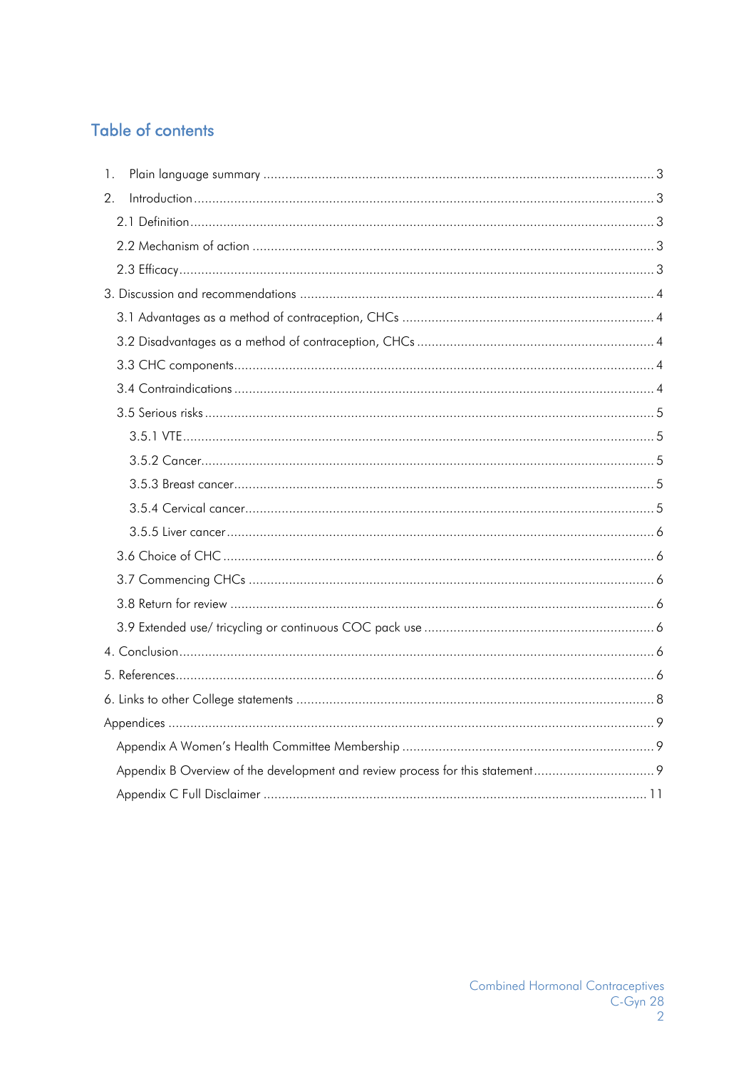## Table of contents

1. Plain language summary .......... 3
2. Introduction .......... 3
   - 2.1 Definition .......... 3
   - 2.2 Mechanism of action .......... 3
   - 2.3 Efficacy .......... 3
3. Discussion and recommendations .......... 4
   - 3.1 Advantages as a method of contraception, CHCs .......... 4
   - 3.2 Disadvantages as a method of contraception, CHCs .......... 4
   - 3.3 CHC components .......... 4
   - 3.4 Contraindications .......... 4
   - 3.5 Serious risks .......... 5
     - 3.5.1 VTE .......... 5
     - 3.5.2 Cancer .......... 5
     - 3.5.3 Breast cancer .......... 5
     - 3.5.4 Cervical cancer .......... 5
     - 3.5.5 Liver cancer .......... 6
   - 3.6 Choice of CHC .......... 6
   - 3.7 Commencing CHCs .......... 6
   - 3.8 Return for review .......... 6
   - 3.9 Extended use/ tricycling or continuous COC pack use .......... 6
4. Conclusion .......... 6
5. References .......... 6
6. Links to other College statements .......... 8

Appendices .......... 9
   - Appendix A Women's Health Committee Membership .......... 9
   - Appendix B Overview of the development and review process for this statement .......... 9
   - Appendix C Full Disclaimer .......... 11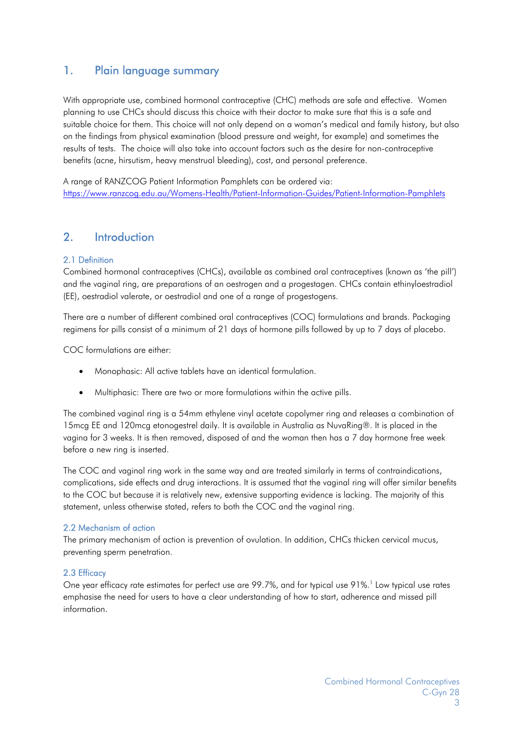## 1. Plain language summary

With appropriate use, combined hormonal contraceptive (CHC) methods are safe and effective. Women planning to use CHCs should discuss this choice with their doctor to make sure that this is a safe and suitable choice for them. This choice will not only depend on a woman's medical and family history, but also on the findings from physical examination (blood pressure and weight, for example) and sometimes the results of tests. The choice will also take into account factors such as the desire for non-contraceptive benefits (acne, hirsutism, heavy menstrual bleeding), cost, and personal preference.

A range of RANZCOG Patient Information Pamphlets can be ordered via:
https://www.ranzcog.edu.au/Womens-Health/Patient-Information-Guides/Patient-Information-Pamphlets

## 2. Introduction

### 2.1 Definition

Combined hormonal contraceptives (CHCs), available as combined oral contraceptives (known as 'the pill') and the vaginal ring, are preparations of an oestrogen and a progestagen. CHCs contain ethinyloestradiol (EE), oestradiol valerate, or oestradiol and one of a range of progestogens.

There are a number of different combined oral contraceptives (COC) formulations and brands. Packaging regimens for pills consist of a minimum of 21 days of hormone pills followed by up to 7 days of placebo.

COC formulations are either:

- Monophasic: All active tablets have an identical formulation.
- Multiphasic: There are two or more formulations within the active pills.

The combined vaginal ring is a 54mm ethylene vinyl acetate copolymer ring and releases a combination of 15mcg EE and 120mcg etonogestrel daily. It is available in Australia as NuvaRing®. It is placed in the vagina for 3 weeks. It is then removed, disposed of and the woman then has a 7 day hormone free week before a new ring is inserted.

The COC and vaginal ring work in the same way and are treated similarly in terms of contraindications, complications, side effects and drug interactions. It is assumed that the vaginal ring will offer similar benefits to the COC but because it is relatively new, extensive supporting evidence is lacking. The majority of this statement, unless otherwise stated, refers to both the COC and the vaginal ring.

### 2.2 Mechanism of action

The primary mechanism of action is prevention of ovulation. In addition, CHCs thicken cervical mucus, preventing sperm penetration.

### 2.3 Efficacy

One year efficacy rate estimates for perfect use are 99.7%, and for typical use 91%.[1] Low typical use rates emphasise the need for users to have a clear understanding of how to start, adherence and missed pill information.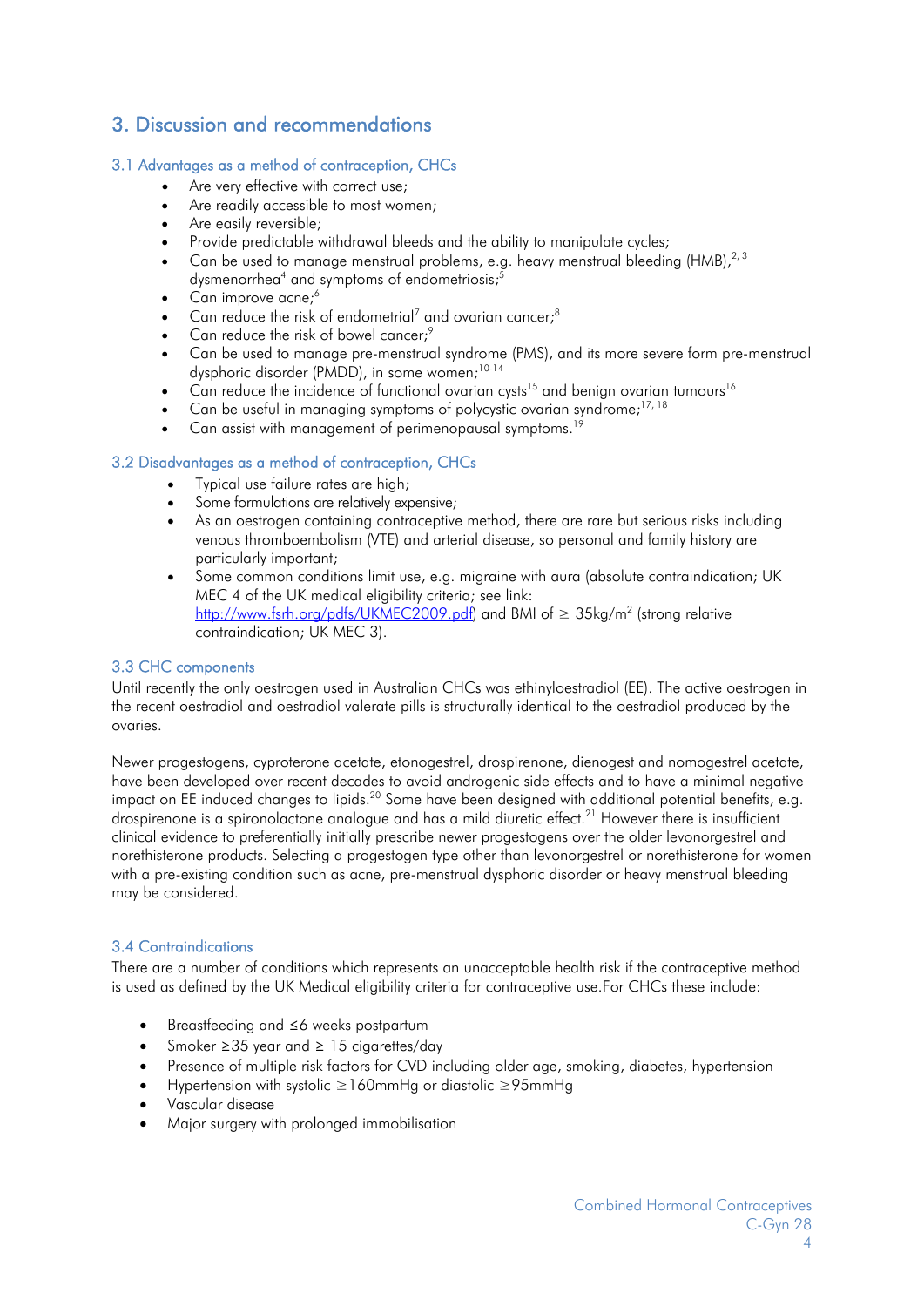# 3. Discussion and recommendations

## 3.1 Advantages as a method of contraception, CHCs

- Are very effective with correct use;
- Are readily accessible to most women;
- Are easily reversible;
- Provide predictable withdrawal bleeds and the ability to manipulate cycles;
- Can be used to manage menstrual problems, e.g. heavy menstrual bleeding (HMB),[2, 3] dysmenorrhea[4] and symptoms of endometriosis;[5]
- Can improve acne;[6]
- Can reduce the risk of endometrial[7] and ovarian cancer;[8]
- Can reduce the risk of bowel cancer;[9]
- Can be used to manage pre-menstrual syndrome (PMS), and its more severe form pre-menstrual dysphoric disorder (PMDD), in some women;[10-14]
- Can reduce the incidence of functional ovarian cysts[15] and benign ovarian tumours[16]
- Can be useful in managing symptoms of polycystic ovarian syndrome;[17, 18]
- Can assist with management of perimenopausal symptoms.[19]

## 3.2 Disadvantages as a method of contraception, CHCs

- Typical use failure rates are high;
- Some formulations are relatively expensive;
- As an oestrogen containing contraceptive method, there are rare but serious risks including venous thromboembolism (VTE) and arterial disease, so personal and family history are particularly important;
- Some common conditions limit use, e.g. migraine with aura (absolute contraindication; UK MEC 4 of the UK medical eligibility criteria; see link: http://www.fsrh.org/pdfs/UKMEC2009.pdf) and BMI of ≥ 35kg/m$^2$ (strong relative contraindication; UK MEC 3).

## 3.3 CHC components

Until recently the only oestrogen used in Australian CHCs was ethinyloestradiol (EE). The active oestrogen in the recent oestradiol and oestradiol valerate pills is structurally identical to the oestradiol produced by the ovaries.

Newer progestogens, cyproterone acetate, etonogestrel, drospirenone, dienogest and nomogestrel acetate, have been developed over recent decades to avoid androgenic side effects and to have a minimal negative impact on EE induced changes to lipids.[20] Some have been designed with additional potential benefits, e.g. drospirenone is a spironolactone analogue and has a mild diuretic effect.[21] However there is insufficient clinical evidence to preferentially initially prescribe newer progestogens over the older levonorgestrel and norethisterone products. Selecting a progestogen type other than levonorgestrel or norethisterone for women with a pre-existing condition such as acne, pre-menstrual dysphoric disorder or heavy menstrual bleeding may be considered.

## 3.4 Contraindications

There are a number of conditions which represents an unacceptable health risk if the contraceptive method is used as defined by the UK Medical eligibility criteria for contraceptive use.For CHCs these include:

- Breastfeeding and ≤6 weeks postpartum
- Smoker ≥35 year and ≥ 15 cigarettes/day
- Presence of multiple risk factors for CVD including older age, smoking, diabetes, hypertension
- Hypertension with systolic ≥160mmHg or diastolic ≥95mmHg
- Vascular disease
- Major surgery with prolonged immobilisation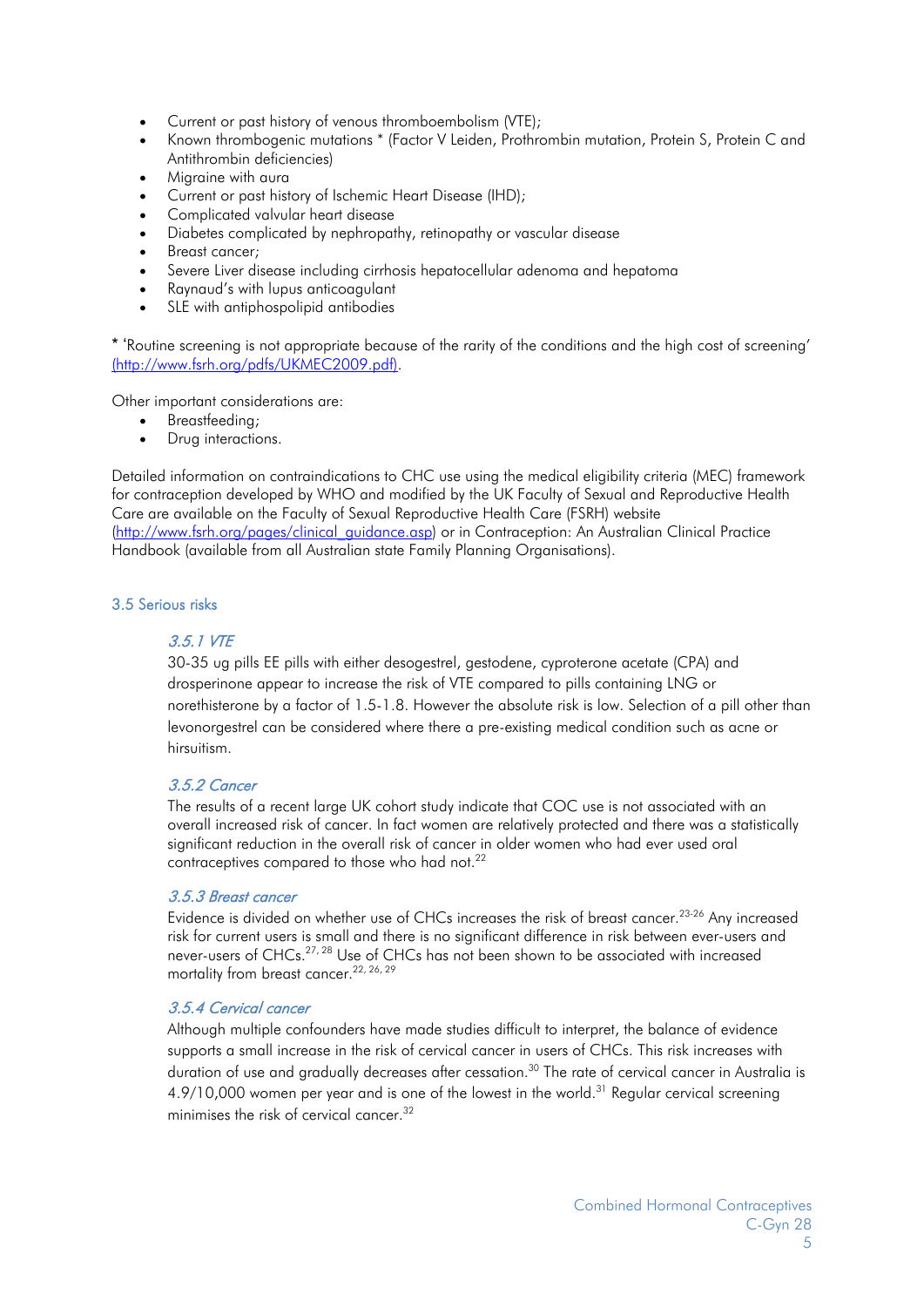- Current or past history of venous thromboembolism (VTE);
- Known thrombogenic mutations * (Factor V Leiden, Prothrombin mutation, Protein S, Protein C and Antithrombin deficiencies)
- Migraine with aura
- Current or past history of Ischemic Heart Disease (IHD);
- Complicated valvular heart disease
- Diabetes complicated by nephropathy, retinopathy or vascular disease
- Breast cancer;
- Severe Liver disease including cirrhosis hepatocellular adenoma and hepatoma
- Raynaud's with lupus anticoagulant
- SLE with antiphospolipid antibodies

* 'Routine screening is not appropriate because of the rarity of the conditions and the high cost of screening' (http://www.fsrh.org/pdfs/UKMEC2009.pdf).

Other important considerations are:

- Breastfeeding;
- Drug interactions.

Detailed information on contraindications to CHC use using the medical eligibility criteria (MEC) framework for contraception developed by WHO and modified by the UK Faculty of Sexual and Reproductive Health Care are available on the Faculty of Sexual Reproductive Health Care (FSRH) website (http://www.fsrh.org/pages/clinical_guidance.asp) or in Contraception: An Australian Clinical Practice Handbook (available from all Australian state Family Planning Organisations).

## 3.5 Serious risks

### *3.5.1 VTE*

30-35 ug pills EE pills with either desogestrel, gestodene, cyproterone acetate (CPA) and drosperinone appear to increase the risk of VTE compared to pills containing LNG or norethisterone by a factor of 1.5-1.8. However the absolute risk is low. Selection of a pill other than levonorgestrel can be considered where there a pre-existing medical condition such as acne or hirsuitism.

### *3.5.2 Cancer*

The results of a recent large UK cohort study indicate that COC use is not associated with an overall increased risk of cancer. In fact women are relatively protected and there was a statistically significant reduction in the overall risk of cancer in older women who had ever used oral contraceptives compared to those who had not.[22]

### *3.5.3 Breast cancer*

Evidence is divided on whether use of CHCs increases the risk of breast cancer.[23-26] Any increased risk for current users is small and there is no significant difference in risk between ever-users and never-users of CHCs.[27, 28] Use of CHCs has not been shown to be associated with increased mortality from breast cancer.[22, 26, 29]

### *3.5.4 Cervical cancer*

Although multiple confounders have made studies difficult to interpret, the balance of evidence supports a small increase in the risk of cervical cancer in users of CHCs. This risk increases with duration of use and gradually decreases after cessation.[30] The rate of cervical cancer in Australia is 4.9/10,000 women per year and is one of the lowest in the world.[31] Regular cervical screening minimises the risk of cervical cancer.[32]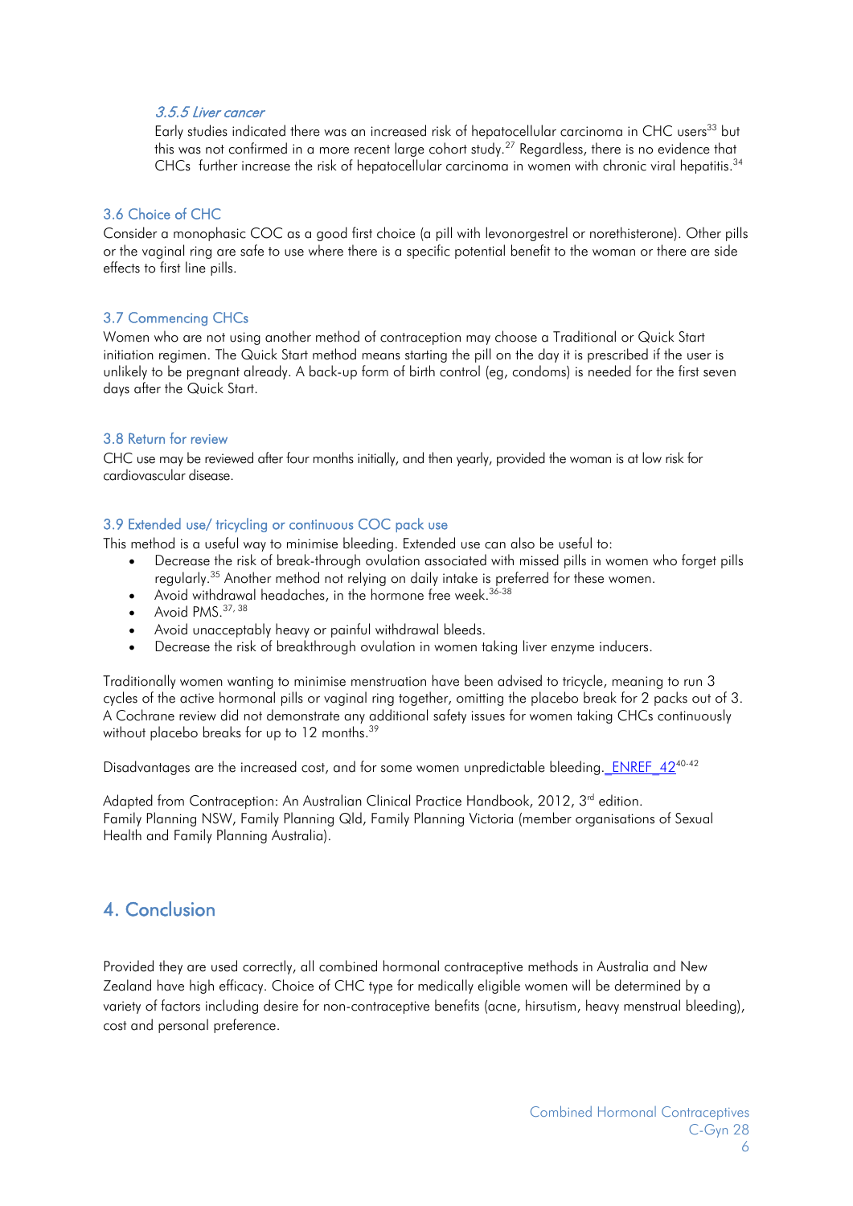#### *3.5.5 Liver cancer*

Early studies indicated there was an increased risk of hepatocellular carcinoma in CHC users[33] but this was not confirmed in a more recent large cohort study.[27] Regardless, there is no evidence that CHCs further increase the risk of hepatocellular carcinoma in women with chronic viral hepatitis.[34]

### 3.6 Choice of CHC

Consider a monophasic COC as a good first choice (a pill with levonorgestrel or norethisterone). Other pills or the vaginal ring are safe to use where there is a specific potential benefit to the woman or there are side effects to first line pills.

### 3.7 Commencing CHCs

Women who are not using another method of contraception may choose a Traditional or Quick Start initiation regimen. The Quick Start method means starting the pill on the day it is prescribed if the user is unlikely to be pregnant already. A back-up form of birth control (eg, condoms) is needed for the first seven days after the Quick Start.

### 3.8 Return for review

CHC use may be reviewed after four months initially, and then yearly, provided the woman is at low risk for cardiovascular disease.

### 3.9 Extended use/ tricycling or continuous COC pack use

This method is a useful way to minimise bleeding. Extended use can also be useful to:

- Decrease the risk of break-through ovulation associated with missed pills in women who forget pills regularly.[35] Another method not relying on daily intake is preferred for these women.
- Avoid withdrawal headaches, in the hormone free week.[36-38]
- Avoid PMS.[37, 38]
- Avoid unacceptably heavy or painful withdrawal bleeds.
- Decrease the risk of breakthrough ovulation in women taking liver enzyme inducers.

Traditionally women wanting to minimise menstruation have been advised to tricycle, meaning to run 3 cycles of the active hormonal pills or vaginal ring together, omitting the placebo break for 2 packs out of 3. A Cochrane review did not demonstrate any additional safety issues for women taking CHCs continuously without placebo breaks for up to 12 months.[39]

Disadvantages are the increased cost, and for some women unpredictable bleeding. _ENREF_42[40-42]

Adapted from Contraception: An Australian Clinical Practice Handbook, 2012, 3rd edition. Family Planning NSW, Family Planning Qld, Family Planning Victoria (member organisations of Sexual Health and Family Planning Australia).

## 4. Conclusion

Provided they are used correctly, all combined hormonal contraceptive methods in Australia and New Zealand have high efficacy. Choice of CHC type for medically eligible women will be determined by a variety of factors including desire for non-contraceptive benefits (acne, hirsutism, heavy menstrual bleeding), cost and personal preference.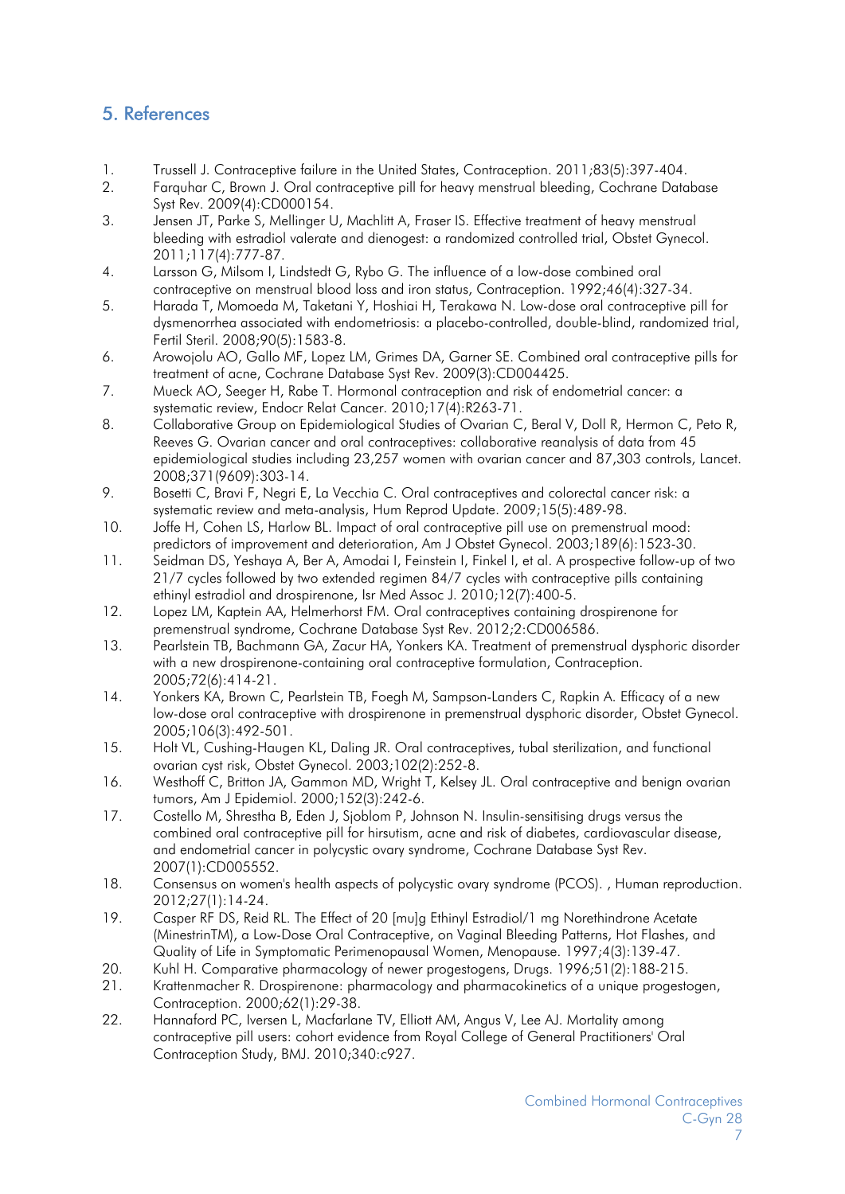## 5. References

1. Trussell J. Contraceptive failure in the United States, Contraception. 2011;83(5):397-404.
2. Farquhar C, Brown J. Oral contraceptive pill for heavy menstrual bleeding, Cochrane Database Syst Rev. 2009(4):CD000154.
3. Jensen JT, Parke S, Mellinger U, Machlitt A, Fraser IS. Effective treatment of heavy menstrual bleeding with estradiol valerate and dienogest: a randomized controlled trial, Obstet Gynecol. 2011;117(4):777-87.
4. Larsson G, Milsom I, Lindstedt G, Rybo G. The influence of a low-dose combined oral contraceptive on menstrual blood loss and iron status, Contraception. 1992;46(4):327-34.
5. Harada T, Momoeda M, Taketani Y, Hoshiai H, Terakawa N. Low-dose oral contraceptive pill for dysmenorrhea associated with endometriosis: a placebo-controlled, double-blind, randomized trial, Fertil Steril. 2008;90(5):1583-8.
6. Arowojolu AO, Gallo MF, Lopez LM, Grimes DA, Garner SE. Combined oral contraceptive pills for treatment of acne, Cochrane Database Syst Rev. 2009(3):CD004425.
7. Mueck AO, Seeger H, Rabe T. Hormonal contraception and risk of endometrial cancer: a systematic review, Endocr Relat Cancer. 2010;17(4):R263-71.
8. Collaborative Group on Epidemiological Studies of Ovarian C, Beral V, Doll R, Hermon C, Peto R, Reeves G. Ovarian cancer and oral contraceptives: collaborative reanalysis of data from 45 epidemiological studies including 23,257 women with ovarian cancer and 87,303 controls, Lancet. 2008;371(9609):303-14.
9. Bosetti C, Bravi F, Negri E, La Vecchia C. Oral contraceptives and colorectal cancer risk: a systematic review and meta-analysis, Hum Reprod Update. 2009;15(5):489-98.
10. Joffe H, Cohen LS, Harlow BL. Impact of oral contraceptive pill use on premenstrual mood: predictors of improvement and deterioration, Am J Obstet Gynecol. 2003;189(6):1523-30.
11. Seidman DS, Yeshaya A, Ber A, Amodai I, Feinstein I, Finkel I, et al. A prospective follow-up of two 21/7 cycles followed by two extended regimen 84/7 cycles with contraceptive pills containing ethinyl estradiol and drospirenone, Isr Med Assoc J. 2010;12(7):400-5.
12. Lopez LM, Kaptein AA, Helmerhorst FM. Oral contraceptives containing drospirenone for premenstrual syndrome, Cochrane Database Syst Rev. 2012;2:CD006586.
13. Pearlstein TB, Bachmann GA, Zacur HA, Yonkers KA. Treatment of premenstrual dysphoric disorder with a new drospirenone-containing oral contraceptive formulation, Contraception. 2005;72(6):414-21.
14. Yonkers KA, Brown C, Pearlstein TB, Foegh M, Sampson-Landers C, Rapkin A. Efficacy of a new low-dose oral contraceptive with drospirenone in premenstrual dysphoric disorder, Obstet Gynecol. 2005;106(3):492-501.
15. Holt VL, Cushing-Haugen KL, Daling JR. Oral contraceptives, tubal sterilization, and functional ovarian cyst risk, Obstet Gynecol. 2003;102(2):252-8.
16. Westhoff C, Britton JA, Gammon MD, Wright T, Kelsey JL. Oral contraceptive and benign ovarian tumors, Am J Epidemiol. 2000;152(3):242-6.
17. Costello M, Shrestha B, Eden J, Sjoblom P, Johnson N. Insulin-sensitising drugs versus the combined oral contraceptive pill for hirsutism, acne and risk of diabetes, cardiovascular disease, and endometrial cancer in polycystic ovary syndrome, Cochrane Database Syst Rev. 2007(1):CD005552.
18. Consensus on women's health aspects of polycystic ovary syndrome (PCOS). , Human reproduction. 2012;27(1):14-24.
19. Casper RF DS, Reid RL. The Effect of 20 [mu]g Ethinyl Estradiol/1 mg Norethindrone Acetate (MinestrinTM), a Low-Dose Oral Contraceptive, on Vaginal Bleeding Patterns, Hot Flashes, and Quality of Life in Symptomatic Perimenopausal Women, Menopause. 1997;4(3):139-47.
20. Kuhl H. Comparative pharmacology of newer progestogens, Drugs. 1996;51(2):188-215.
21. Krattenmacher R. Drospirenone: pharmacology and pharmacokinetics of a unique progestogen, Contraception. 2000;62(1):29-38.
22. Hannaford PC, Iversen L, Macfarlane TV, Elliott AM, Angus V, Lee AJ. Mortality among contraceptive pill users: cohort evidence from Royal College of General Practitioners' Oral Contraception Study, BMJ. 2010;340:c927.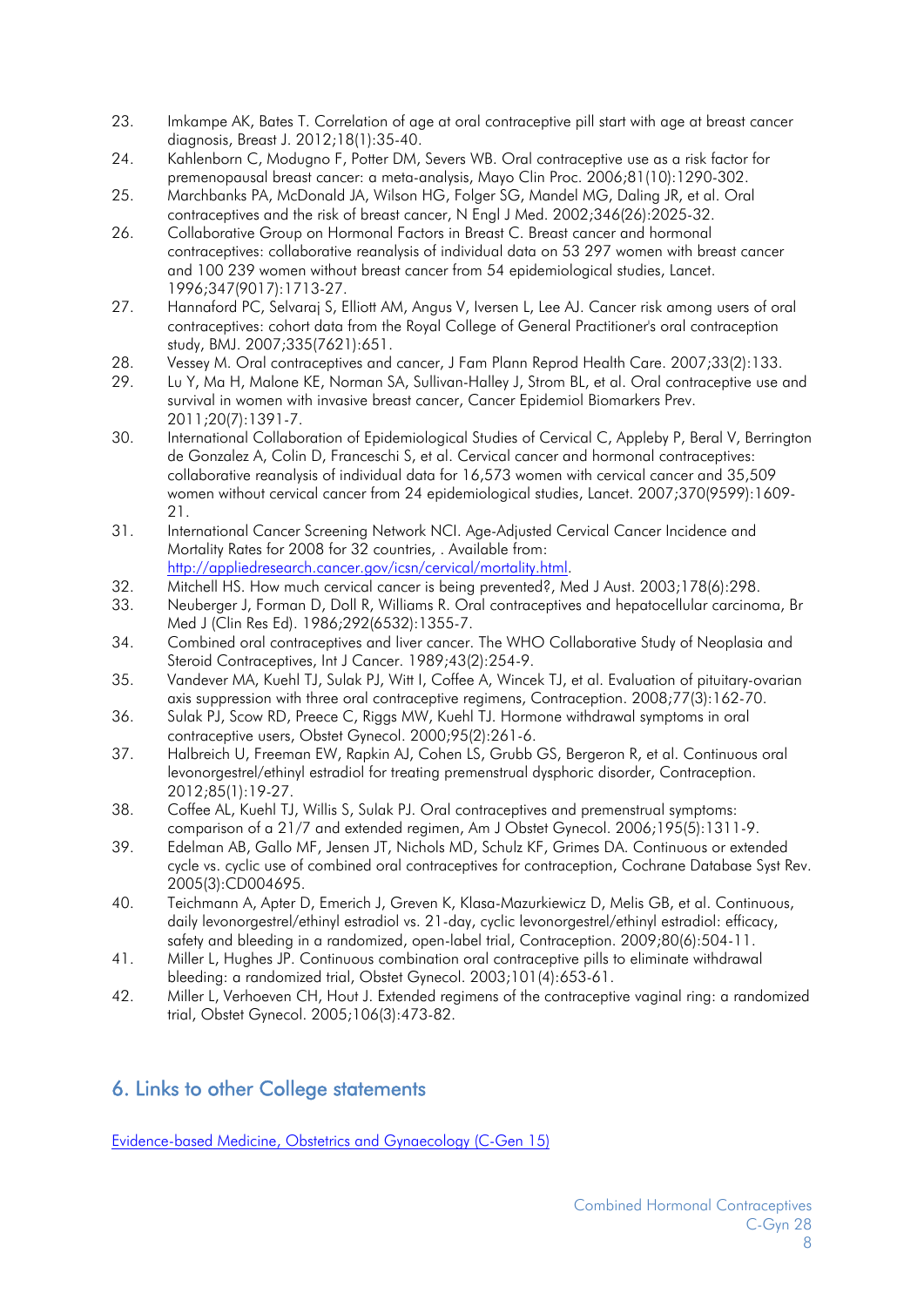23. Imkampe AK, Bates T. Correlation of age at oral contraceptive pill start with age at breast cancer diagnosis, Breast J. 2012;18(1):35-40.
24. Kahlenborn C, Modugno F, Potter DM, Severs WB. Oral contraceptive use as a risk factor for premenopausal breast cancer: a meta-analysis, Mayo Clin Proc. 2006;81(10):1290-302.
25. Marchbanks PA, McDonald JA, Wilson HG, Folger SG, Mandel MG, Daling JR, et al. Oral contraceptives and the risk of breast cancer, N Engl J Med. 2002;346(26):2025-32.
26. Collaborative Group on Hormonal Factors in Breast C. Breast cancer and hormonal contraceptives: collaborative reanalysis of individual data on 53 297 women with breast cancer and 100 239 women without breast cancer from 54 epidemiological studies, Lancet. 1996;347(9017):1713-27.
27. Hannaford PC, Selvaraj S, Elliott AM, Angus V, Iversen L, Lee AJ. Cancer risk among users of oral contraceptives: cohort data from the Royal College of General Practitioner's oral contraception study, BMJ. 2007;335(7621):651.
28. Vessey M. Oral contraceptives and cancer, J Fam Plann Reprod Health Care. 2007;33(2):133.
29. Lu Y, Ma H, Malone KE, Norman SA, Sullivan-Halley J, Strom BL, et al. Oral contraceptive use and survival in women with invasive breast cancer, Cancer Epidemiol Biomarkers Prev. 2011;20(7):1391-7.
30. International Collaboration of Epidemiological Studies of Cervical C, Appleby P, Beral V, Berrington de Gonzalez A, Colin D, Franceschi S, et al. Cervical cancer and hormonal contraceptives: collaborative reanalysis of individual data for 16,573 women with cervical cancer and 35,509 women without cervical cancer from 24 epidemiological studies, Lancet. 2007;370(9599):1609-21.
31. International Cancer Screening Network NCI. Age-Adjusted Cervical Cancer Incidence and Mortality Rates for 2008 for 32 countries, . Available from: [http://appliedresearch.cancer.gov/icsn/cervical/mortality.html](http://appliedresearch.cancer.gov/icsn/cervical/mortality.html).
32. Mitchell HS. How much cervical cancer is being prevented?, Med J Aust. 2003;178(6):298.
33. Neuberger J, Forman D, Doll R, Williams R. Oral contraceptives and hepatocellular carcinoma, Br Med J (Clin Res Ed). 1986;292(6532):1355-7.
34. Combined oral contraceptives and liver cancer. The WHO Collaborative Study of Neoplasia and Steroid Contraceptives, Int J Cancer. 1989;43(2):254-9.
35. Vandever MA, Kuehl TJ, Sulak PJ, Witt I, Coffee A, Wincek TJ, et al. Evaluation of pituitary-ovarian axis suppression with three oral contraceptive regimens, Contraception. 2008;77(3):162-70.
36. Sulak PJ, Scow RD, Preece C, Riggs MW, Kuehl TJ. Hormone withdrawal symptoms in oral contraceptive users, Obstet Gynecol. 2000;95(2):261-6.
37. Halbreich U, Freeman EW, Rapkin AJ, Cohen LS, Grubb GS, Bergeron R, et al. Continuous oral levonorgestrel/ethinyl estradiol for treating premenstrual dysphoric disorder, Contraception. 2012;85(1):19-27.
38. Coffee AL, Kuehl TJ, Willis S, Sulak PJ. Oral contraceptives and premenstrual symptoms: comparison of a 21/7 and extended regimen, Am J Obstet Gynecol. 2006;195(5):1311-9.
39. Edelman AB, Gallo MF, Jensen JT, Nichols MD, Schulz KF, Grimes DA. Continuous or extended cycle vs. cyclic use of combined oral contraceptives for contraception, Cochrane Database Syst Rev. 2005(3):CD004695.
40. Teichmann A, Apter D, Emerich J, Greven K, Klasa-Mazurkiewicz D, Melis GB, et al. Continuous, daily levonorgestrel/ethinyl estradiol vs. 21-day, cyclic levonorgestrel/ethinyl estradiol: efficacy, safety and bleeding in a randomized, open-label trial, Contraception. 2009;80(6):504-11.
41. Miller L, Hughes JP. Continuous combination oral contraceptive pills to eliminate withdrawal bleeding: a randomized trial, Obstet Gynecol. 2003;101(4):653-61.
42. Miller L, Verhoeven CH, Hout J. Extended regimens of the contraceptive vaginal ring: a randomized trial, Obstet Gynecol. 2005;106(3):473-82.

## 6. Links to other College statements

Evidence-based Medicine, Obstetrics and Gynaecology (C-Gen 15)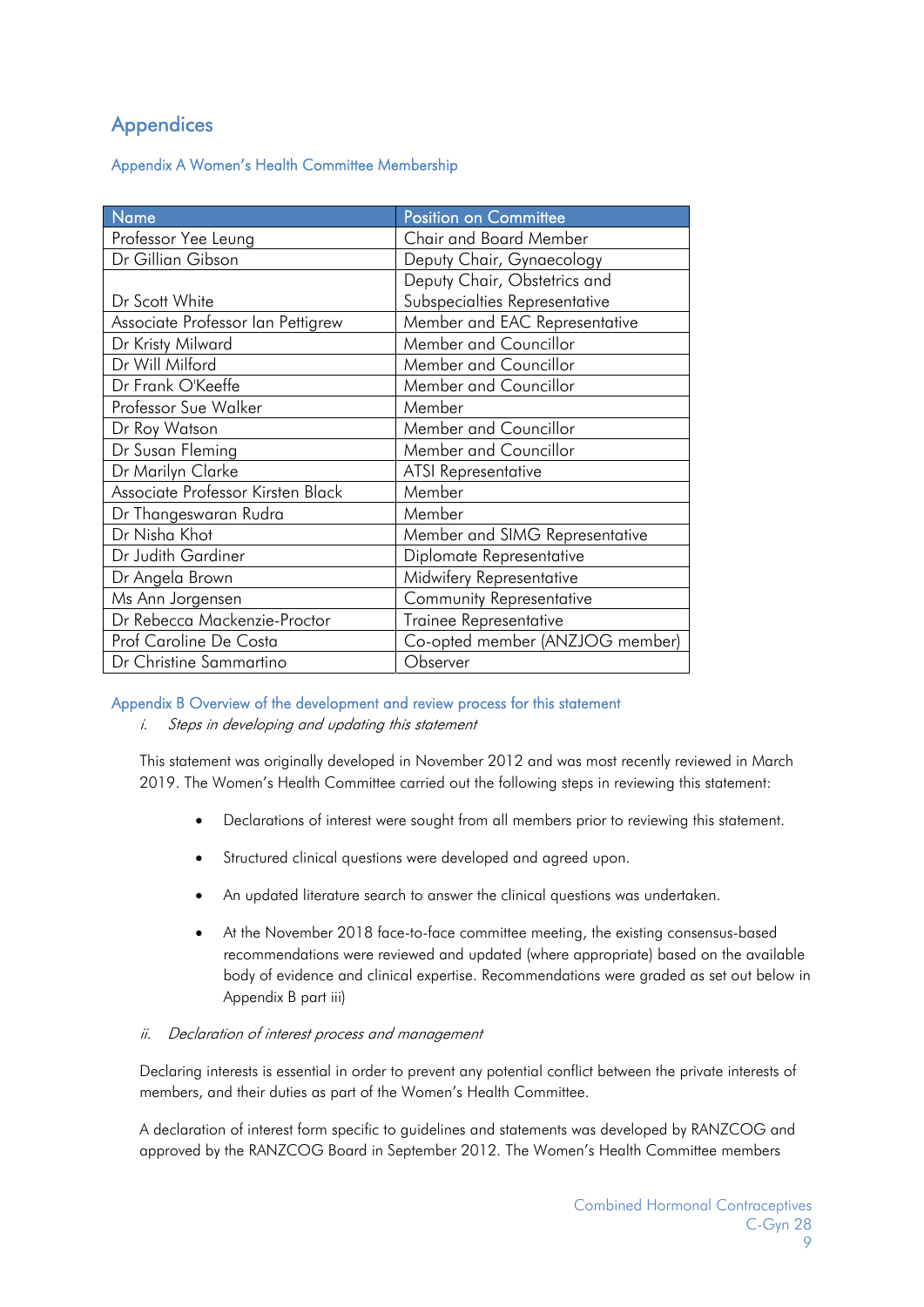# Appendices

## Appendix A Women's Health Committee Membership

| Name | Position on Committee |
| --- | --- |
| Professor Yee Leung | Chair and Board Member |
| Dr Gillian Gibson | Deputy Chair, Gynaecology |
| Dr Scott White | Deputy Chair, Obstetrics and Subspecialties Representative |
| Associate Professor Ian Pettigrew | Member and EAC Representative |
| Dr Kristy Milward | Member and Councillor |
| Dr Will Milford | Member and Councillor |
| Dr Frank O'Keeffe | Member and Councillor |
| Professor Sue Walker | Member |
| Dr Roy Watson | Member and Councillor |
| Dr Susan Fleming | Member and Councillor |
| Dr Marilyn Clarke | ATSI Representative |
| Associate Professor Kirsten Black | Member |
| Dr Thangeswaran Rudra | Member |
| Dr Nisha Khot | Member and SIMG Representative |
| Dr Judith Gardiner | Diplomate Representative |
| Dr Angela Brown | Midwifery Representative |
| Ms Ann Jorgensen | Community Representative |
| Dr Rebecca Mackenzie-Proctor | Trainee Representative |
| Prof Caroline De Costa | Co-opted member (ANZJOG member) |
| Dr Christine Sammartino | Observer |

## Appendix B Overview of the development and review process for this statement

*i. Steps in developing and updating this statement*

This statement was originally developed in November 2012 and was most recently reviewed in March 2019. The Women's Health Committee carried out the following steps in reviewing this statement:

- Declarations of interest were sought from all members prior to reviewing this statement.
- Structured clinical questions were developed and agreed upon.
- An updated literature search to answer the clinical questions was undertaken.
- At the November 2018 face-to-face committee meeting, the existing consensus-based recommendations were reviewed and updated (where appropriate) based on the available body of evidence and clinical expertise. Recommendations were graded as set out below in Appendix B part iii)

*ii. Declaration of interest process and management*

Declaring interests is essential in order to prevent any potential conflict between the private interests of members, and their duties as part of the Women's Health Committee.

A declaration of interest form specific to guidelines and statements was developed by RANZCOG and approved by the RANZCOG Board in September 2012. The Women's Health Committee members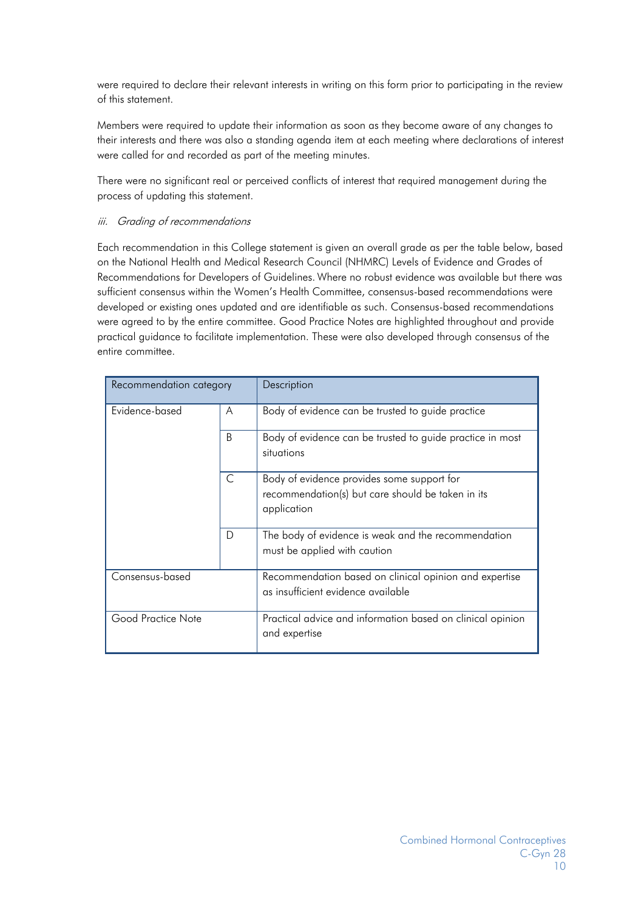were required to declare their relevant interests in writing on this form prior to participating in the review of this statement.

Members were required to update their information as soon as they become aware of any changes to their interests and there was also a standing agenda item at each meeting where declarations of interest were called for and recorded as part of the meeting minutes.

There were no significant real or perceived conflicts of interest that required management during the process of updating this statement.

*iii. Grading of recommendations*

Each recommendation in this College statement is given an overall grade as per the table below, based on the National Health and Medical Research Council (NHMRC) Levels of Evidence and Grades of Recommendations for Developers of Guidelines. Where no robust evidence was available but there was sufficient consensus within the Women's Health Committee, consensus-based recommendations were developed or existing ones updated and are identifiable as such. Consensus-based recommendations were agreed to by the entire committee. Good Practice Notes are highlighted throughout and provide practical guidance to facilitate implementation. These were also developed through consensus of the entire committee.

| Recommendation category | | Description |
|---|---|---|
| Evidence-based | A | Body of evidence can be trusted to guide practice |
| | B | Body of evidence can be trusted to guide practice in most situations |
| | C | Body of evidence provides some support for recommendation(s) but care should be taken in its application |
| | D | The body of evidence is weak and the recommendation must be applied with caution |
| Consensus-based | | Recommendation based on clinical opinion and expertise as insufficient evidence available |
| Good Practice Note | | Practical advice and information based on clinical opinion and expertise |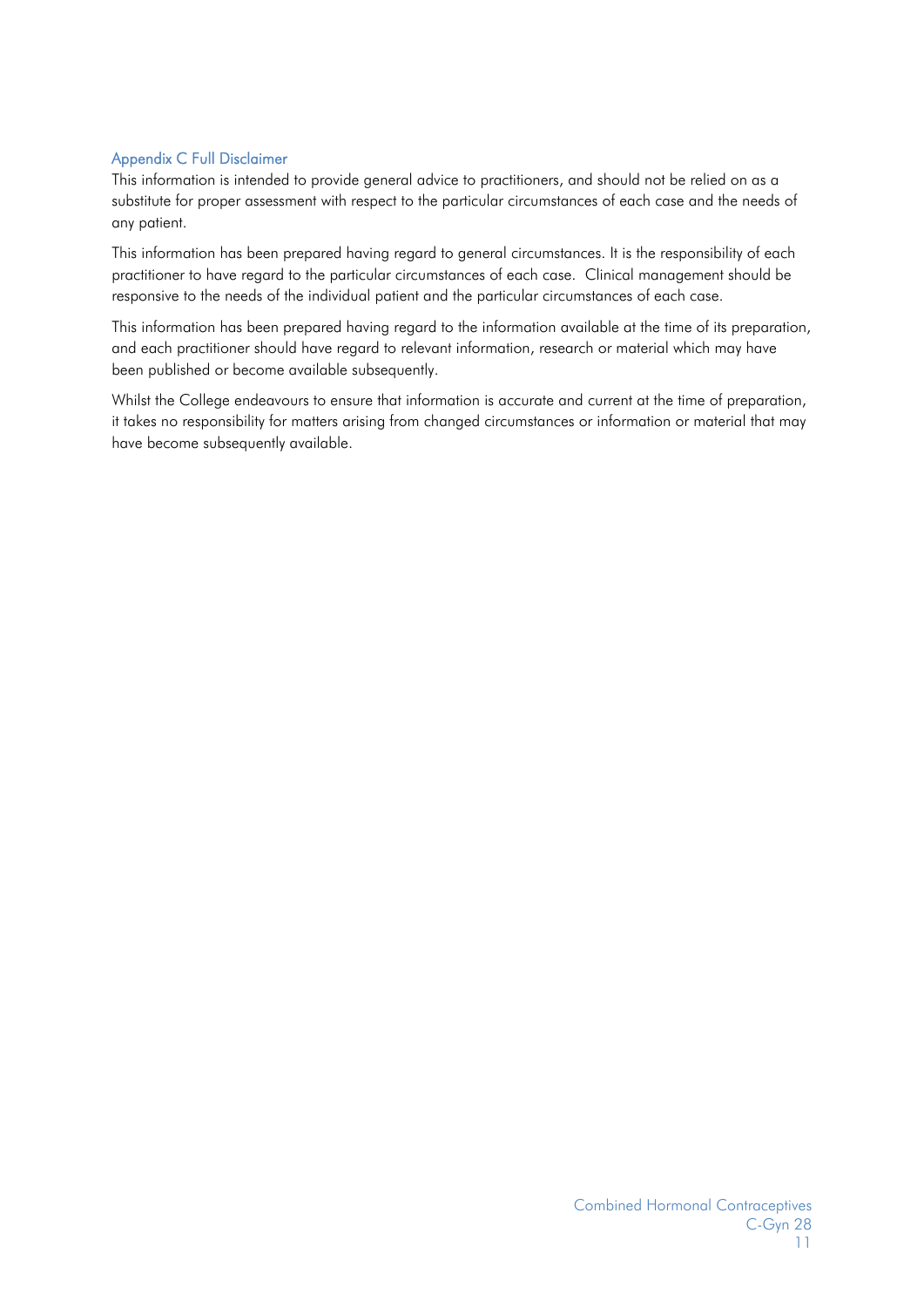## Appendix C Full Disclaimer

This information is intended to provide general advice to practitioners, and should not be relied on as a substitute for proper assessment with respect to the particular circumstances of each case and the needs of any patient.

This information has been prepared having regard to general circumstances. It is the responsibility of each practitioner to have regard to the particular circumstances of each case. Clinical management should be responsive to the needs of the individual patient and the particular circumstances of each case.

This information has been prepared having regard to the information available at the time of its preparation, and each practitioner should have regard to relevant information, research or material which may have been published or become available subsequently.

Whilst the College endeavours to ensure that information is accurate and current at the time of preparation, it takes no responsibility for matters arising from changed circumstances or information or material that may have become subsequently available.